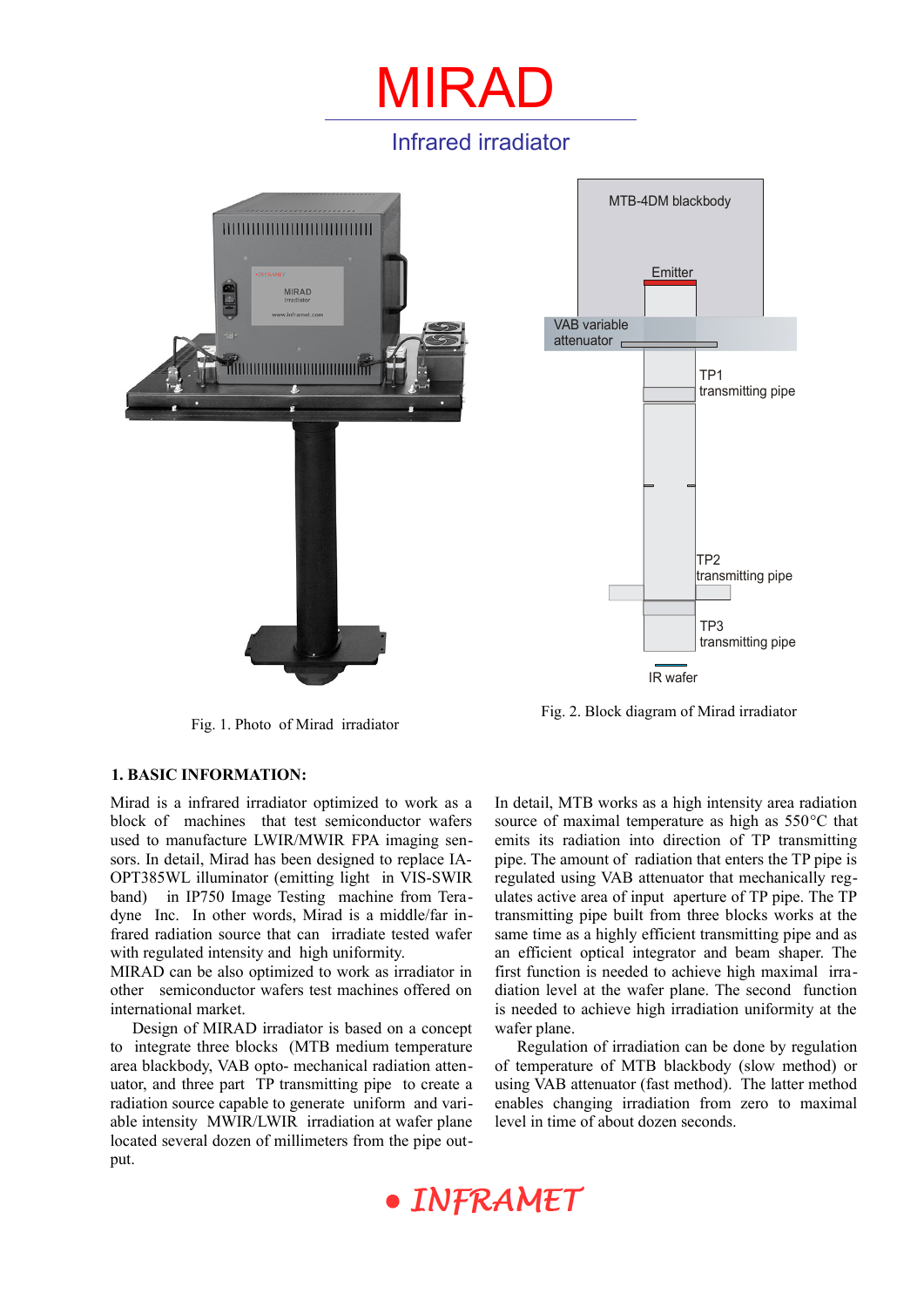# MIRAD

## Infrared irradiator

Fig. 1. Photo of Mirad irradiator

Fig. 2. Block diagram of Mirad irradiator

### 1. BASIC INFORMATION:

Mirad is a infrared irradiator optimized to work as a block of machines that test semiconductor wafers used to manufacture LWIR/MWIR FPA imaging sensors. In detail, Mirad has been designed to replace IA-OPT385WL illuminator (emitting light in VIS-SWIR band) in IP750 Image Testing machine from Teradyne Inc. In other words, Mirad is a middle/far infrared radiation source that can irradiate tested wafer with regulated intensity and high uniformity.

MIRAD can be also optimized to work as irradiator in other semiconductor wafers test machines offered on international market.

Design of MIRAD irradiator is based on a concept to integrate three blocks (MTB medium temperature area blackbody, VAB opto- mechanical radiation attenuator, and three part TP transmitting pipe to create a radiation source capable to generate uniform and variable intensity MWIR/LWIR irradiation at wafer plane located several dozen of millimeters from the pipe output.

In detail, MTB works as a high intensity area radiation source of maximal temperature as high as 550°C that emits its radiation into direction of TP transmitting pipe. The amount of radiation that enters the TP pipe is regulated using VAB attenuator that mechanically regulates active area of input aperture of TP pipe. The TP transmitting pipe built from three blocks works at the same time as a highly efficient transmitting pipe and as an efficient optical integrator and beam shaper. The first function is needed to achieve high maximal irradiation level at the wafer plane. The second function is needed to achieve high irradiation uniformity at the wafer plane.

Regulation of irradiation can be done by regulation of temperature of MTB blackbody (slow method) or using VAB attenuator (fast method). The latter method enables changing irradiation from zero to maximal level in time of about dozen seconds.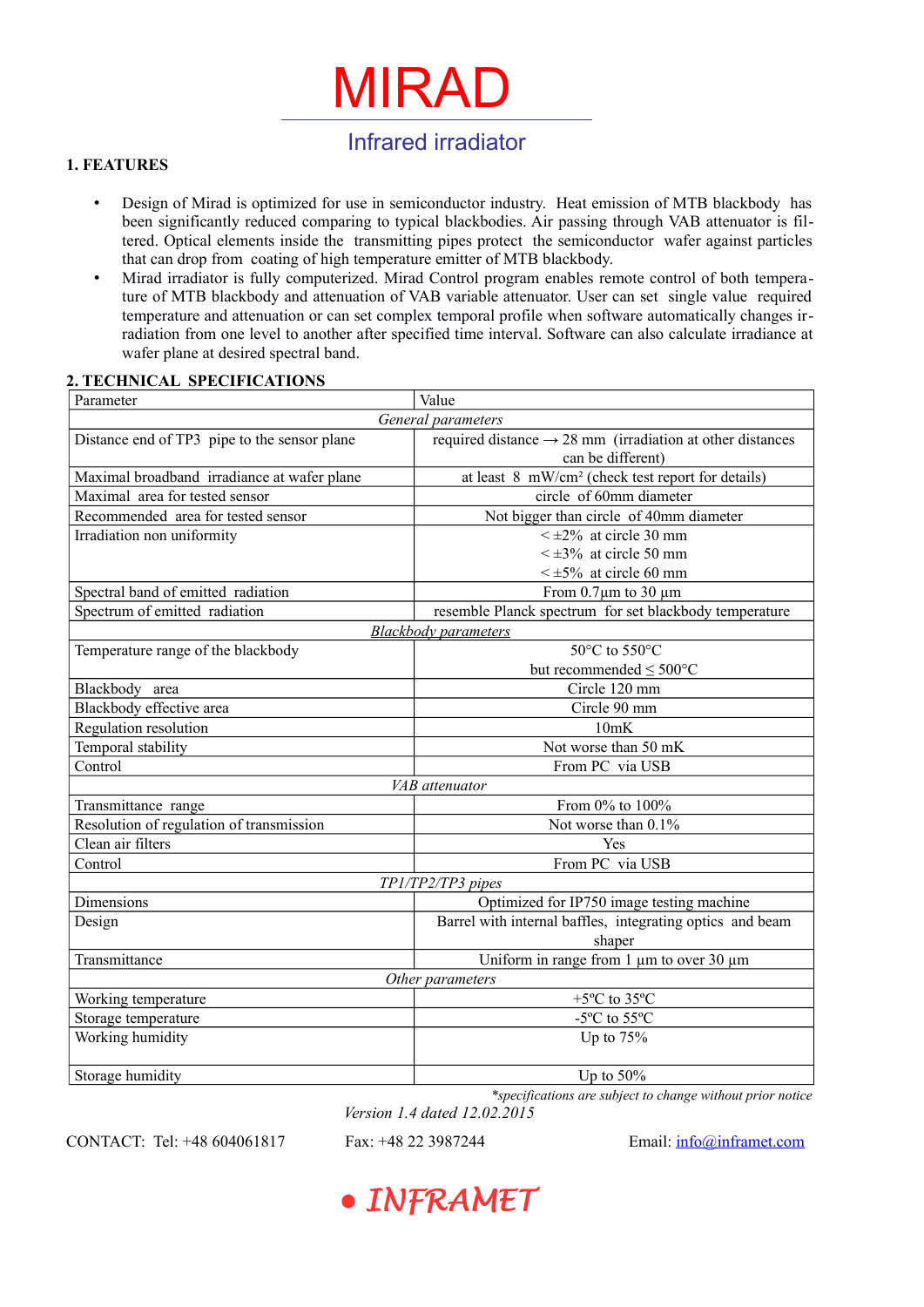# MIRAD

## Infrared irradiator

### 1. FEATURES

- Design of Mirad is optimized for use in semiconductor industry. Heat emission of MTB blackbody has been significantly reduced comparing to typical blackbodies. Air passing through VAB attenuator is filtered. Optical elements inside the transmitting pipes protect the semiconductor wafer against particles that can drop from coating of high temperature emitter of MTB blackbody.
- Mirad irradiator is fully computerized. Mirad Control program enables remote control of both temperature of MTB blackbody and attenuation of VAB variable attenuator. User can set single value required temperature and attenuation or can set complex temporal profile when software automatically changes irradiation from one level to another after specified time interval. Software can also calculate irradiance at wafer plane at desired spectral band.

### 2. TECHNICAL SPECIFICATIONS

| Parameter | Value |
|---|---|
| *General parameters* | |
| Distance end of TP3 pipe to the sensor plane | required distance → 28 mm (irradiation at other distances can be different) |
| Maximal broadband irradiance at wafer plane | at least 8 mW/cm² (check test report for details) |
| Maximal area for tested sensor | circle of 60mm diameter |
| Recommended area for tested sensor | Not bigger than circle of 40mm diameter |
| Irradiation non uniformity | < ±2% at circle 30 mm<br>< ±3% at circle 50 mm<br>< ±5% at circle 60 mm |
| Spectral band of emitted radiation | From 0.7µm to 30 µm |
| Spectrum of emitted radiation | resemble Planck spectrum for set blackbody temperature |
| *Blackbody parameters* | |
| Temperature range of the blackbody | 50°C to 550°C<br>but recommended ≤ 500°C |
| Blackbody area | Circle 120 mm |
| Blackbody effective area | Circle 90 mm |
| Regulation resolution | 10mK |
| Temporal stability | Not worse than 50 mK |
| Control | From PC via USB |
| *VAB attenuator* | |
| Transmittance range | From 0% to 100% |
| Resolution of regulation of transmission | Not worse than 0.1% |
| Clean air filters | Yes |
| Control | From PC via USB |
| *TP1/TP2/TP3 pipes* | |
| Dimensions | Optimized for IP750 image testing machine |
| Design | Barrel with internal baffles, integrating optics and beam shaper |
| Transmittance | Uniform in range from 1 µm to over 30 µm |
| *Other parameters* | |
| Working temperature | +5ºC to 35ºC |
| Storage temperature | -5ºC to 55ºC |
| Working humidity | Up to 75% |
| Storage humidity | Up to 50% |

*\*specifications are subject to change without prior notice*

*Version 1.4 dated 12.02.2015*

CONTACT: Tel: +48 604061817 Fax: +48 22 3987244 Email: info@inframet.com

INFRAMET